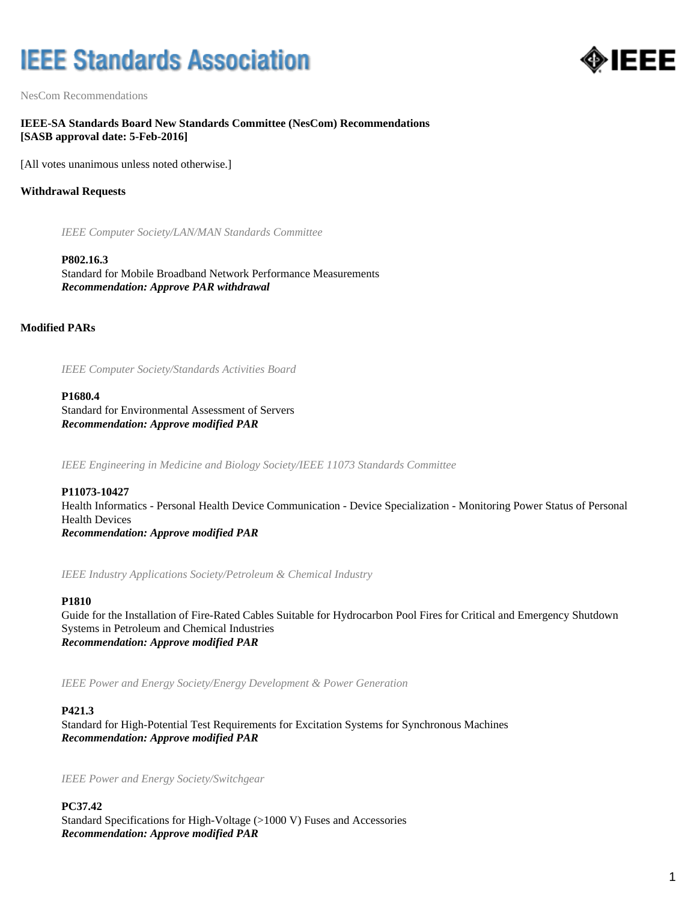# IEEE Standards Association

NesCom Recommendations

**IEEE-SA Standards Board New Standards Committee (NesCom) Recommendations**
**[SASB approval date: 5-Feb-2016]**

[All votes unanimous unless noted otherwise.]

**Withdrawal Requests**

*IEEE Computer Society/LAN/MAN Standards Committee*

**P802.16.3**
Standard for Mobile Broadband Network Performance Measurements
***Recommendation: Approve PAR withdrawal***

**Modified PARs**

*IEEE Computer Society/Standards Activities Board*

**P1680.4**
Standard for Environmental Assessment of Servers
***Recommendation: Approve modified PAR***

*IEEE Engineering in Medicine and Biology Society/IEEE 11073 Standards Committee*

**P11073-10427**
Health Informatics - Personal Health Device Communication - Device Specialization - Monitoring Power Status of Personal Health Devices
***Recommendation: Approve modified PAR***

*IEEE Industry Applications Society/Petroleum & Chemical Industry*

**P1810**
Guide for the Installation of Fire-Rated Cables Suitable for Hydrocarbon Pool Fires for Critical and Emergency Shutdown Systems in Petroleum and Chemical Industries
***Recommendation: Approve modified PAR***

*IEEE Power and Energy Society/Energy Development & Power Generation*

**P421.3**
Standard for High-Potential Test Requirements for Excitation Systems for Synchronous Machines
***Recommendation: Approve modified PAR***

*IEEE Power and Energy Society/Switchgear*

**PC37.42**
Standard Specifications for High-Voltage (>1000 V) Fuses and Accessories
***Recommendation: Approve modified PAR***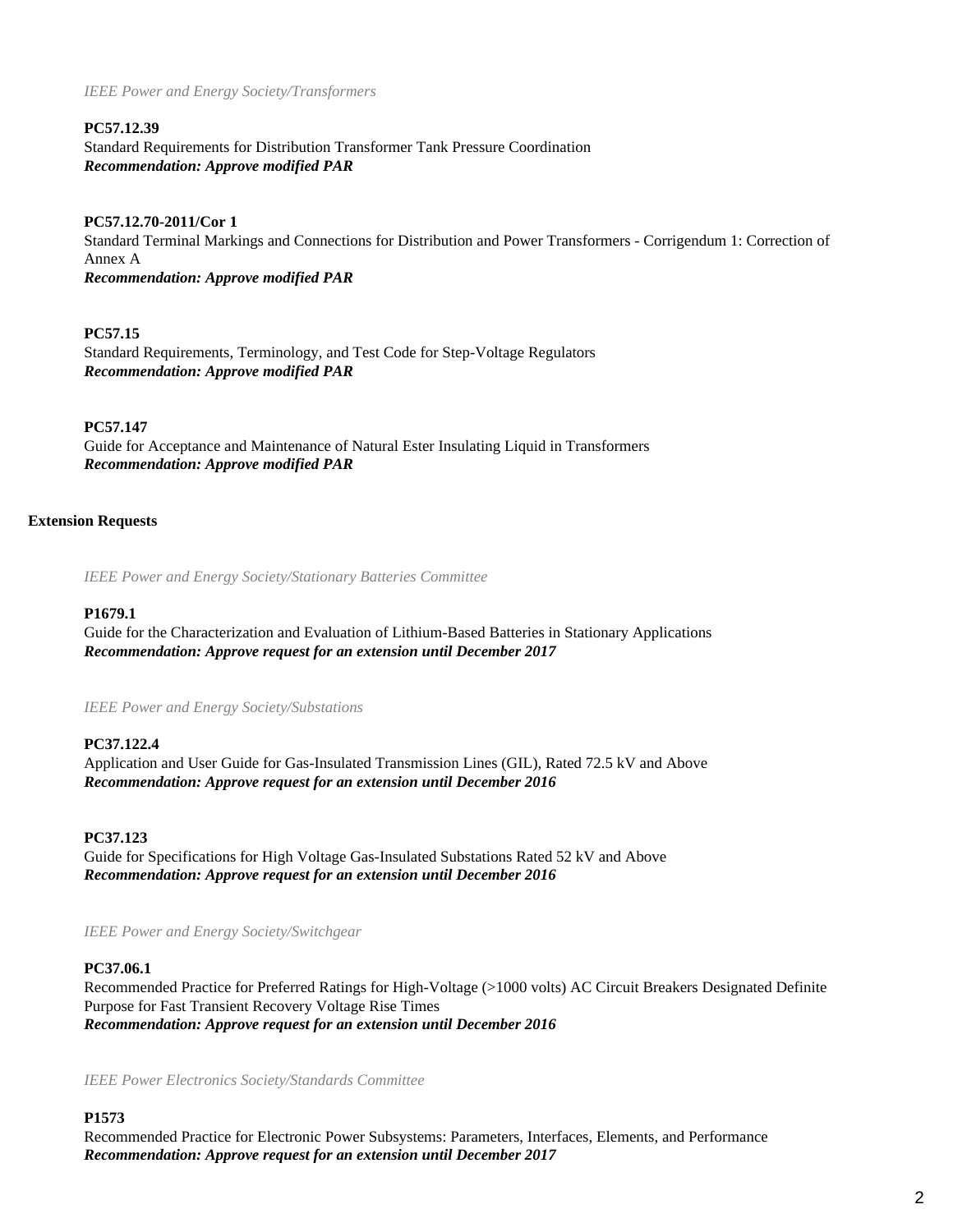*IEEE Power and Energy Society/Transformers*

**PC57.12.39**
Standard Requirements for Distribution Transformer Tank Pressure Coordination
***Recommendation: Approve modified PAR***

**PC57.12.70-2011/Cor 1**
Standard Terminal Markings and Connections for Distribution and Power Transformers - Corrigendum 1: Correction of Annex A
***Recommendation: Approve modified PAR***

**PC57.15**
Standard Requirements, Terminology, and Test Code for Step-Voltage Regulators
***Recommendation: Approve modified PAR***

**PC57.147**
Guide for Acceptance and Maintenance of Natural Ester Insulating Liquid in Transformers
***Recommendation: Approve modified PAR***

**Extension Requests**

*IEEE Power and Energy Society/Stationary Batteries Committee*

**P1679.1**
Guide for the Characterization and Evaluation of Lithium-Based Batteries in Stationary Applications
***Recommendation: Approve request for an extension until December 2017***

*IEEE Power and Energy Society/Substations*

**PC37.122.4**
Application and User Guide for Gas-Insulated Transmission Lines (GIL), Rated 72.5 kV and Above
***Recommendation: Approve request for an extension until December 2016***

**PC37.123**
Guide for Specifications for High Voltage Gas-Insulated Substations Rated 52 kV and Above
***Recommendation: Approve request for an extension until December 2016***

*IEEE Power and Energy Society/Switchgear*

**PC37.06.1**
Recommended Practice for Preferred Ratings for High-Voltage (>1000 volts) AC Circuit Breakers Designated Definite Purpose for Fast Transient Recovery Voltage Rise Times
***Recommendation: Approve request for an extension until December 2016***

*IEEE Power Electronics Society/Standards Committee*

**P1573**
Recommended Practice for Electronic Power Subsystems: Parameters, Interfaces, Elements, and Performance
***Recommendation: Approve request for an extension until December 2017***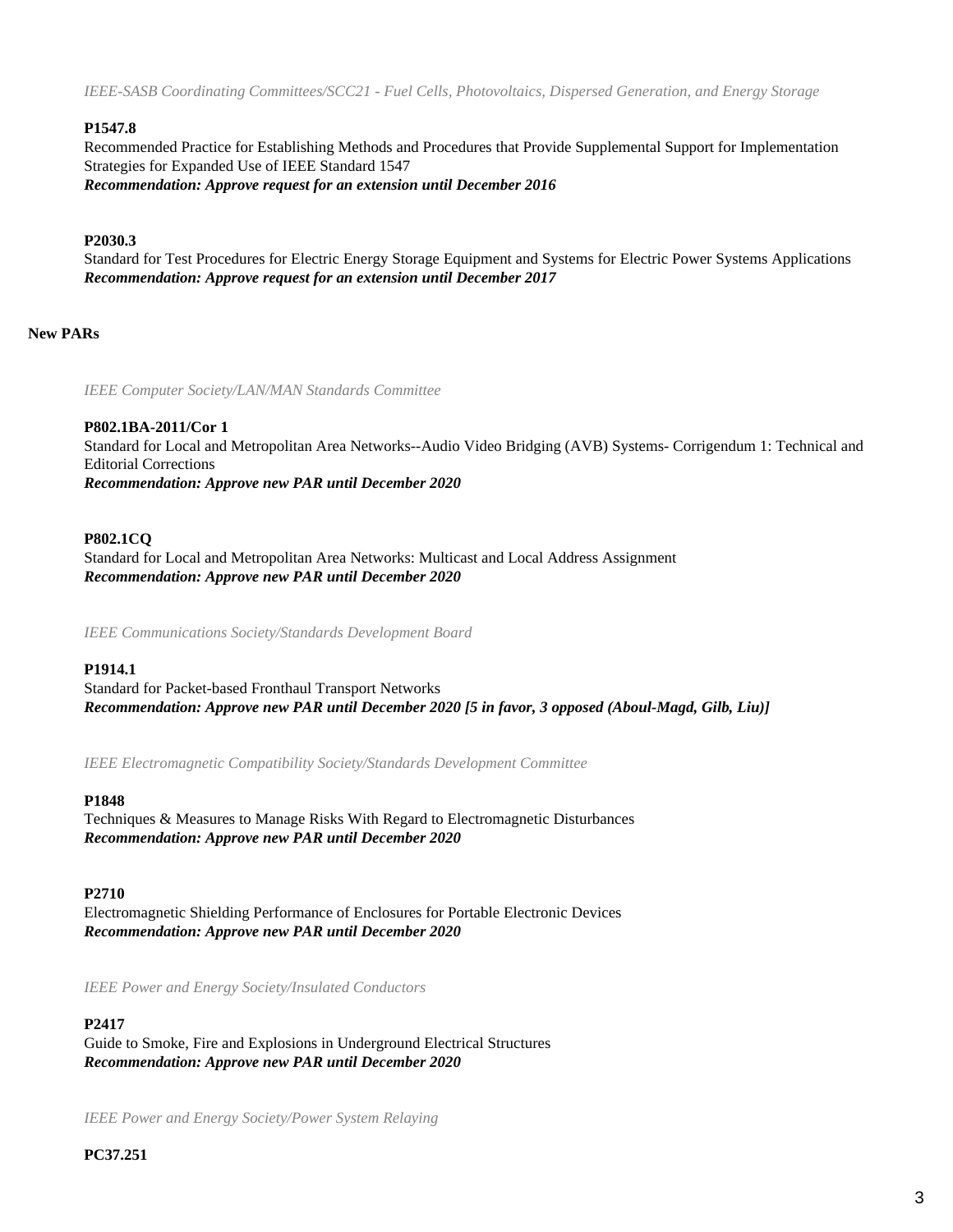*IEEE-SASB Coordinating Committees/SCC21 - Fuel Cells, Photovoltaics, Dispersed Generation, and Energy Storage*

**P1547.8**
Recommended Practice for Establishing Methods and Procedures that Provide Supplemental Support for Implementation Strategies for Expanded Use of IEEE Standard 1547
***Recommendation: Approve request for an extension until December 2016***

**P2030.3**
Standard for Test Procedures for Electric Energy Storage Equipment and Systems for Electric Power Systems Applications
***Recommendation: Approve request for an extension until December 2017***

**New PARs**

*IEEE Computer Society/LAN/MAN Standards Committee*

**P802.1BA-2011/Cor 1**
Standard for Local and Metropolitan Area Networks--Audio Video Bridging (AVB) Systems- Corrigendum 1: Technical and Editorial Corrections
***Recommendation: Approve new PAR until December 2020***

**P802.1CQ**
Standard for Local and Metropolitan Area Networks: Multicast and Local Address Assignment
***Recommendation: Approve new PAR until December 2020***

*IEEE Communications Society/Standards Development Board*

**P1914.1**
Standard for Packet-based Fronthaul Transport Networks
***Recommendation: Approve new PAR until December 2020 [5 in favor, 3 opposed (Aboul-Magd, Gilb, Liu)]***

*IEEE Electromagnetic Compatibility Society/Standards Development Committee*

**P1848**
Techniques & Measures to Manage Risks With Regard to Electromagnetic Disturbances
***Recommendation: Approve new PAR until December 2020***

**P2710**
Electromagnetic Shielding Performance of Enclosures for Portable Electronic Devices
***Recommendation: Approve new PAR until December 2020***

*IEEE Power and Energy Society/Insulated Conductors*

**P2417**
Guide to Smoke, Fire and Explosions in Underground Electrical Structures
***Recommendation: Approve new PAR until December 2020***

*IEEE Power and Energy Society/Power System Relaying*

**PC37.251**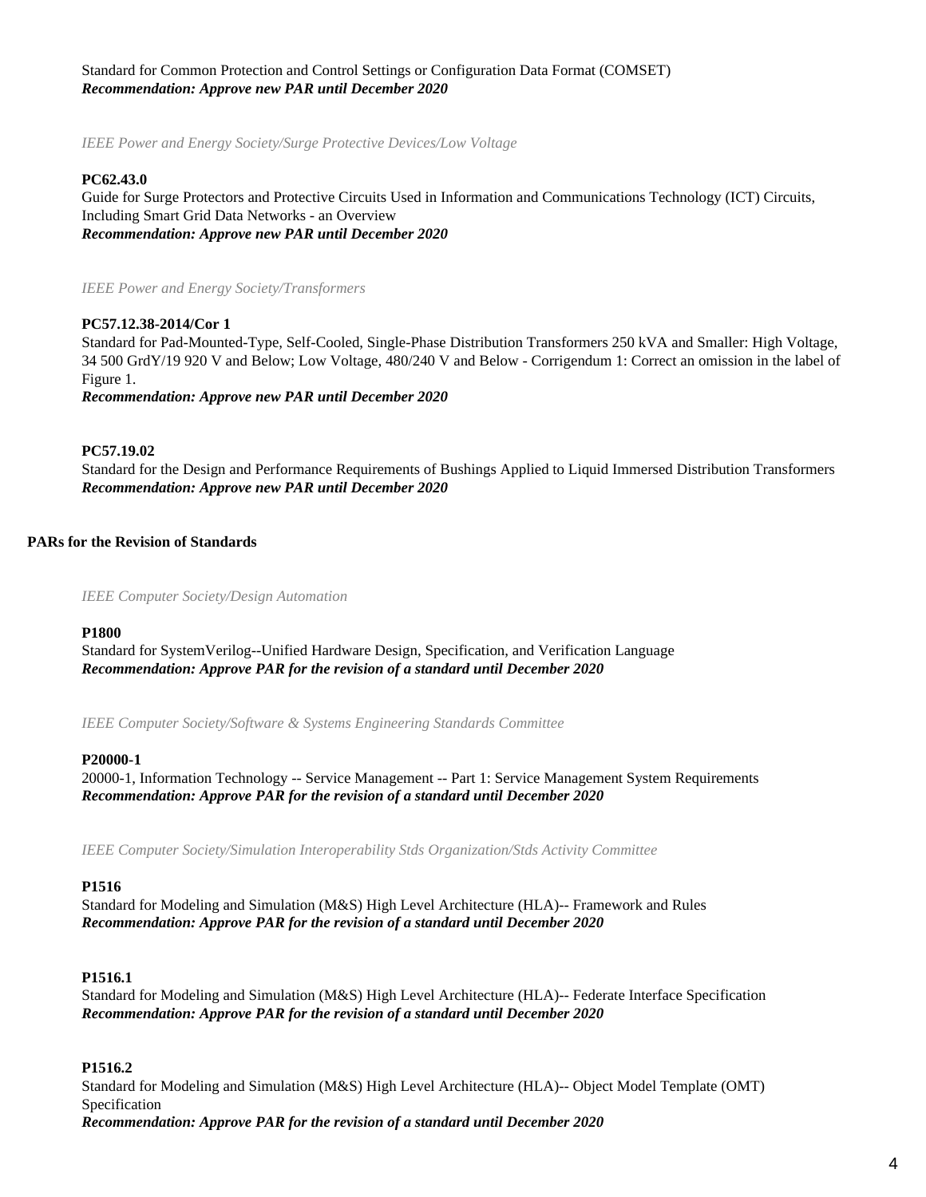Standard for Common Protection and Control Settings or Configuration Data Format (COMSET)
***Recommendation: Approve new PAR until December 2020***

*IEEE Power and Energy Society/Surge Protective Devices/Low Voltage*

**PC62.43.0**
Guide for Surge Protectors and Protective Circuits Used in Information and Communications Technology (ICT) Circuits, Including Smart Grid Data Networks - an Overview
***Recommendation: Approve new PAR until December 2020***

*IEEE Power and Energy Society/Transformers*

**PC57.12.38-2014/Cor 1**
Standard for Pad-Mounted-Type, Self-Cooled, Single-Phase Distribution Transformers 250 kVA and Smaller: High Voltage, 34 500 GrdY/19 920 V and Below; Low Voltage, 480/240 V and Below - Corrigendum 1: Correct an omission in the label of Figure 1.
***Recommendation: Approve new PAR until December 2020***

**PC57.19.02**
Standard for the Design and Performance Requirements of Bushings Applied to Liquid Immersed Distribution Transformers
***Recommendation: Approve new PAR until December 2020***

## PARs for the Revision of Standards

*IEEE Computer Society/Design Automation*

**P1800**
Standard for SystemVerilog--Unified Hardware Design, Specification, and Verification Language
***Recommendation: Approve PAR for the revision of a standard until December 2020***

*IEEE Computer Society/Software & Systems Engineering Standards Committee*

**P20000-1**
20000-1, Information Technology -- Service Management -- Part 1: Service Management System Requirements
***Recommendation: Approve PAR for the revision of a standard until December 2020***

*IEEE Computer Society/Simulation Interoperability Stds Organization/Stds Activity Committee*

**P1516**
Standard for Modeling and Simulation (M&S) High Level Architecture (HLA)-- Framework and Rules
***Recommendation: Approve PAR for the revision of a standard until December 2020***

**P1516.1**
Standard for Modeling and Simulation (M&S) High Level Architecture (HLA)-- Federate Interface Specification
***Recommendation: Approve PAR for the revision of a standard until December 2020***

**P1516.2**
Standard for Modeling and Simulation (M&S) High Level Architecture (HLA)-- Object Model Template (OMT) Specification
***Recommendation: Approve PAR for the revision of a standard until December 2020***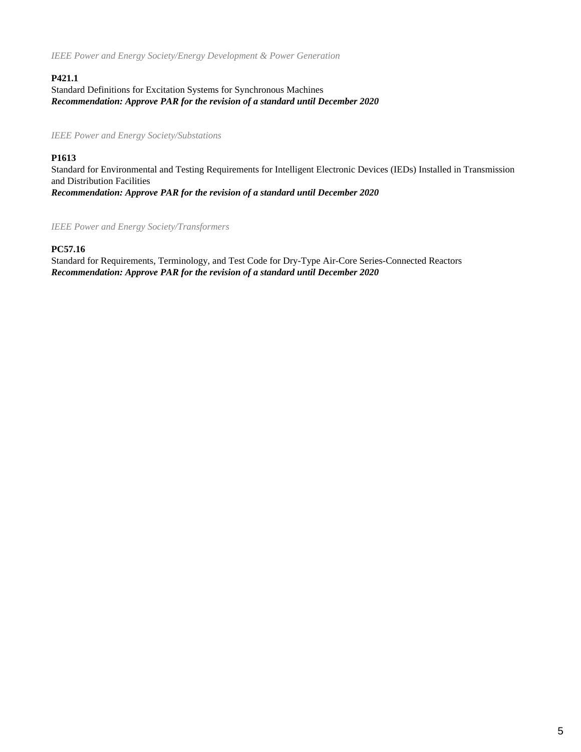*IEEE Power and Energy Society/Energy Development & Power Generation*

**P421.1**
Standard Definitions for Excitation Systems for Synchronous Machines
***Recommendation: Approve PAR for the revision of a standard until December 2020***

*IEEE Power and Energy Society/Substations*

**P1613**
Standard for Environmental and Testing Requirements for Intelligent Electronic Devices (IEDs) Installed in Transmission and Distribution Facilities
***Recommendation: Approve PAR for the revision of a standard until December 2020***

*IEEE Power and Energy Society/Transformers*

**PC57.16**
Standard for Requirements, Terminology, and Test Code for Dry-Type Air-Core Series-Connected Reactors
***Recommendation: Approve PAR for the revision of a standard until December 2020***